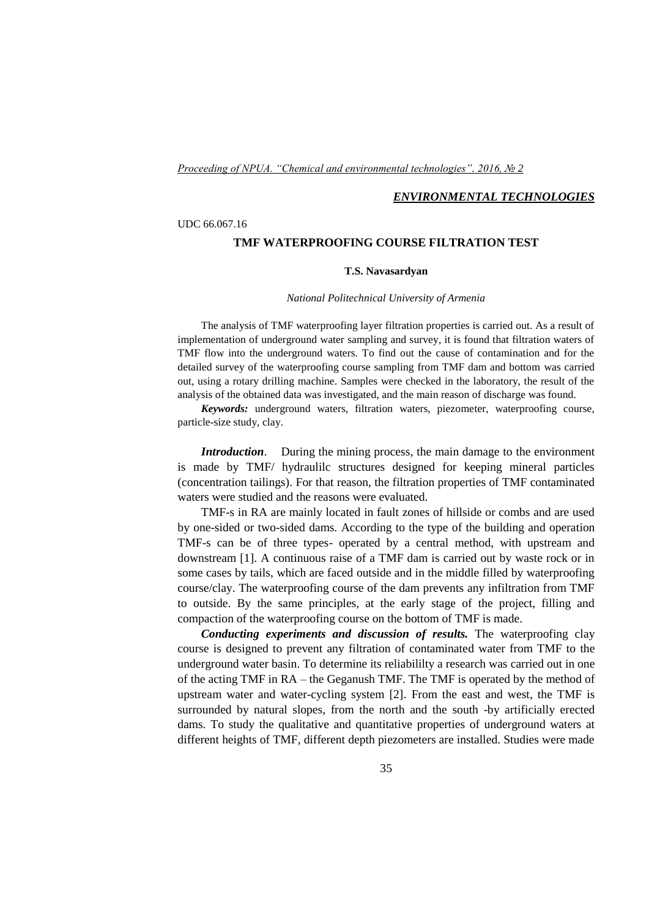*ENVIRONMENTAL TECHNOLOGIES*

UDC 66.067.16

# TMF WATERPROOFING COURSE FILTRATION TEST

**T.S. Navasardyan**

*National Politechnical University of Armenia*

The analysis of TMF waterproofing layer filtration properties is carried out. As a result of implementation of underground water sampling and survey, it is found that filtration waters of TMF flow into the underground waters. To find out the cause of contamination and for the detailed survey of the waterproofing course sampling from TMF dam and bottom was carried out, using a rotary drilling machine. Samples were checked in the laboratory, the result of the analysis of the obtained data was investigated, and the main reason of discharge was found.

***Keywords:*** underground waters, filtration waters, piezometer, waterproofing course, particle-size study, clay.

***Introduction***. During the mining process, the main damage to the environment is made by TMF/ hydraulilc structures designed for keeping mineral particles (concentration tailings). For that reason, the filtration properties of TMF contaminated waters were studied and the reasons were evaluated.

TMF-s in RA are mainly located in fault zones of hillside or combs and are used by one-sided or two-sided dams. According to the type of the building and operation TMF-s can be of three types- operated by a central method, with upstream and downstream [1]. A continuous raise of a TMF dam is carried out by waste rock or in some cases by tails, which are faced outside and in the middle filled by waterproofing course/clay. The waterproofing course of the dam prevents any infiltration from TMF to outside. By the same principles, at the early stage of the project, filling and compaction of the waterproofing course on the bottom of TMF is made.

***Conducting experiments and discussion of results.*** The waterproofing clay course is designed to prevent any filtration of contaminated water from TMF to the underground water basin. To determine its reliabililty a research was carried out in one of the acting TMF in RA – the Geganush TMF. The TMF is operated by the method of upstream water and water-cycling system [2]. From the east and west, the TMF is surrounded by natural slopes, from the north and the south -by artificially erected dams. To study the qualitative and quantitative properties of underground waters at different heights of TMF, different depth piezometers are installed. Studies were made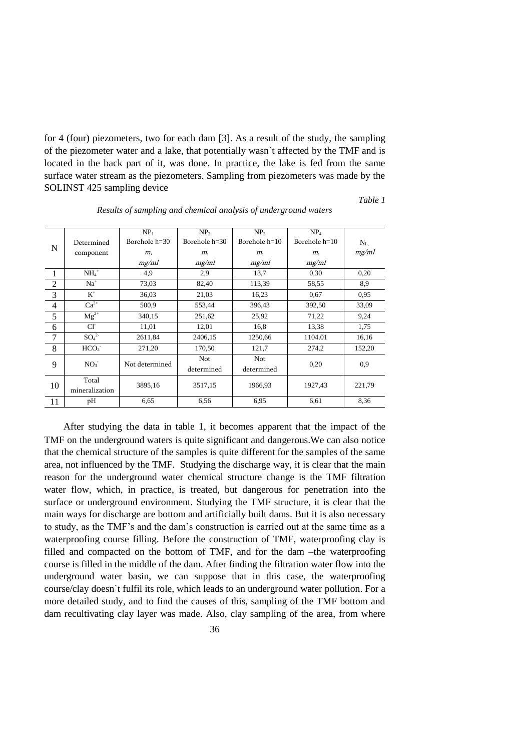for 4 (four) piezometers, two for each dam [3]. As a result of the study, the sampling of the piezometer water and a lake, that potentially wasn`t affected by the TMF and is located in the back part of it, was done. In practice, the lake is fed from the same surface water stream as the piezometers. Sampling from piezometers was made by the SOLINST 425 sampling device

*Table 1*

*Results of sampling and chemical analysis of underground waters*

| N | Determined component | $NP_1$ Borehole h=30 m, *mg/ml* | $NP_2$ Borehole h=30 m, *mg/ml* | $NP_3$ Borehole h=10 m, *mg/ml* | $NP_4$ Borehole h=10 m, *mg/ml* | $N_L$, *mg/ml* |
|---|---|---|---|---|---|---|
| 1 | $NH_4^+$ | 4,9 | 2,9 | 13,7 | 0,30 | 0,20 |
| 2 | $Na^+$ | 73,03 | 82,40 | 113,39 | 58,55 | 8,9 |
| 3 | $K^+$ | 36,03 | 21,03 | 16,23 | 0,67 | 0,95 |
| 4 | $Ca^{2+}$ | 500,9 | 553,44 | 396,43 | 392,50 | 33,09 |
| 5 | $Mg^{2+}$ | 340,15 | 251,62 | 25,92 | 71,22 | 9,24 |
| 6 | $Cl^-$ | 11,01 | 12,01 | 16,8 | 13,38 | 1,75 |
| 7 | $SO_4^{2-}$ | 2611,84 | 2406,15 | 1250,66 | 1104.01 | 16,16 |
| 8 | $HCO_3^-$ | 271,20 | 170,50 | 121,7 | 274.2 | 152,20 |
| 9 | $NO_3^-$ | Not determined | Not determined | Not determined | 0,20 | 0,9 |
| 10 | Total mineralization | 3895,16 | 3517,15 | 1966,93 | 1927,43 | 221,79 |
| 11 | pH | 6,65 | 6,56 | 6,95 | 6,61 | 8,36 |

After studying the data in table 1, it becomes apparent that the impact of the TMF on the underground waters is quite significant and dangerous.We can also notice that the chemical structure of the samples is quite different for the samples of the same area, not influenced by the TMF. Studying the discharge way, it is clear that the main reason for the underground water chemical structure change is the TMF filtration water flow, which, in practice, is treated, but dangerous for penetration into the surface or underground environment. Studying the TMF structure, it is clear that the main ways for discharge are bottom and artificially built dams. But it is also necessary to study, as the TMF's and the dam's construction is carried out at the same time as a waterproofing course filling. Before the construction of TMF, waterproofing clay is filled and compacted on the bottom of TMF, and for the dam –the waterproofing course is filled in the middle of the dam. After finding the filtration water flow into the underground water basin, we can suppose that in this case, the waterproofing course/clay doesn`t fulfil its role, which leads to an underground water pollution. For a more detailed study, and to find the causes of this, sampling of the TMF bottom and dam recultivating clay layer was made. Also, clay sampling of the area, from where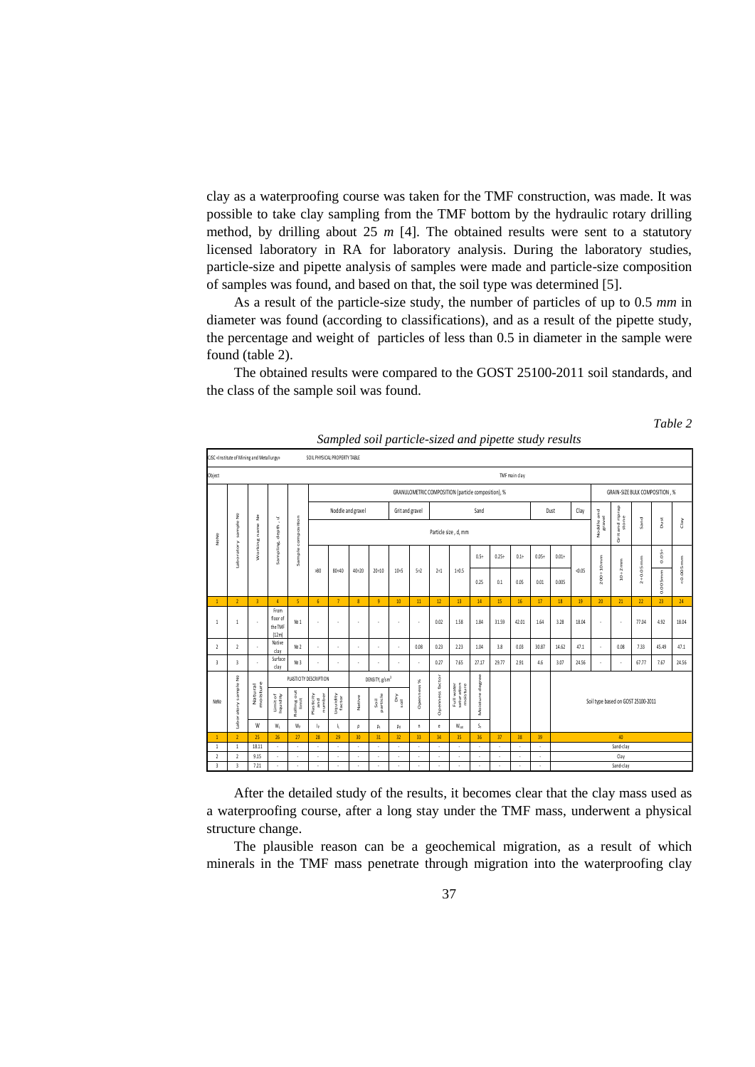clay as a waterproofing course was taken for the TMF construction, was made. It was possible to take clay sampling from the TMF bottom by the hydraulic rotary drilling method, by drilling about 25 *m* [4]. The obtained results were sent to a statutory licensed laboratory in RA for laboratory analysis. During the laboratory studies, particle-size and pipette analysis of samples were made and particle-size composition of samples was found, and based on that, the soil type was determined [5].

As a result of the particle-size study, the number of particles of up to 0.5 *mm* in diameter was found (according to classifications), and as a result of the pipette study, the percentage and weight of particles of less than 0.5 in diameter in the sample were found (table 2).

The obtained results were compared to the GOST 25100-2011 soil standards, and the class of the sample soil was found.

*Table 2*

*Sampled soil particle-sized and pipette study results*

CJSC «Institute of Mining and Metallurgy» SOIL PHYSICAL PROPERTY TABLE

Object: TMF main clay

| №№ | Laboratory sample № | Working name № | Sampling depth, м | Sample composition | Noddle and gravel >80 | Noddle and gravel 80÷40 | Noddle and gravel 40÷20 | Noddle and gravel 20÷10 | Grit and gravel 10÷5 | Grit and gravel 5÷2 | Sand 2÷1 | Sand 1÷0.5 | Sand 0.5÷0.25 | Sand 0.25÷0.1 | Sand 0.1÷0.05 | Dust 0.05÷0.01 | Dust 0.01÷0.005 | Clay <0.05 | Noddle and gravel 200÷10mm | Grit and riprap stone 10÷2mm | Sand 2÷0.05mm | Dust 0.05÷0.005mm | Clay <0.005mm |
|---|---|---|---|---|---|---|---|---|---|---|---|---|---|---|---|---|---|---|---|---|---|---|---|
| 1 | 2 | 3 | 4 | 5 | 6 | 7 | 8 | 9 | 10 | 11 | 12 | 13 | 14 | 15 | 16 | 17 | 18 | 19 | 20 | 21 | 22 | 23 | 24 |
| 1 | 1 | - | From floor of the TMF (12m) | № 1 | - | - | - | - | - | - | 0.02 | 1.58 | 1.84 | 31.59 | 42.01 | 1.64 | 3.28 | 18.04 | - | - | 77.04 | 4.92 | 18.04 |
| 2 | 2 | - | Native clay | № 2 | - | - | - | - | - | 0.08 | 0.23 | 2.23 | 1.04 | 3.8 | 0.03 | 30.87 | 14.62 | 47.1 | - | 0.08 | 7.33 | 45.49 | 47.1 |
| 3 | 3 | - | Surface clay | № 3 | - | - | - | - | - | - | 0.27 | 7.65 | 27.17 | 29.77 | 2.91 | 4.6 | 3.07 | 24.56 | - | - | 67.77 | 7.67 | 24.56 |

Columns 6–19: GRANULOMETRIC COMPOSITION (particle composition), %, Particle size, d, mm; columns 20–24: GRAIN-SIZE BULK COMPOSITION, %.

| №№ | Laboratory sample № | Natural moisture W | Limit of liquidity $W_L$ | Rolling out limit $W_P$ | Plasticity and number $I_P$ | Liquidity factor $I_L$ | Native $\rho$ | Soil particle $\rho_s$ | Dry soil $\rho_d$ | Openness % n | Openness factor e | Full water saturation moisture $W_{sat}$ | Moisture degree $S_r$ | | | | Soil type based on GOST 25100-2011 |
|---|---|---|---|---|---|---|---|---|---|---|---|---|---|---|---|---|---|
| 1 | 2 | 25 | 26 | 27 | 28 | 29 | 30 | 31 | 32 | 33 | 34 | 35 | 36 | 37 | 38 | 39 | 40 |
| 1 | 1 | 18.11 | - | - | - | - | - | - | - | - | - | - | - | - | - | - | Sand-clay |
| 2 | 2 | 9.15 | - | - | - | - | - | - | - | - | - | - | - | - | - | - | Clay |
| 3 | 3 | 7.21 | - | - | - | - | - | - | - | - | - | - | - | - | - | - | Sand-clay |

Columns 26–29: PLASTICITY DESCRIPTION; columns 30–32: DENSITY, g/sm³.

After the detailed study of the results, it becomes clear that the clay mass used as a waterproofing course, after a long stay under the TMF mass, underwent a physical structure change.

The plausible reason can be a geochemical migration, as a result of which minerals in the TMF mass penetrate through migration into the waterproofing clay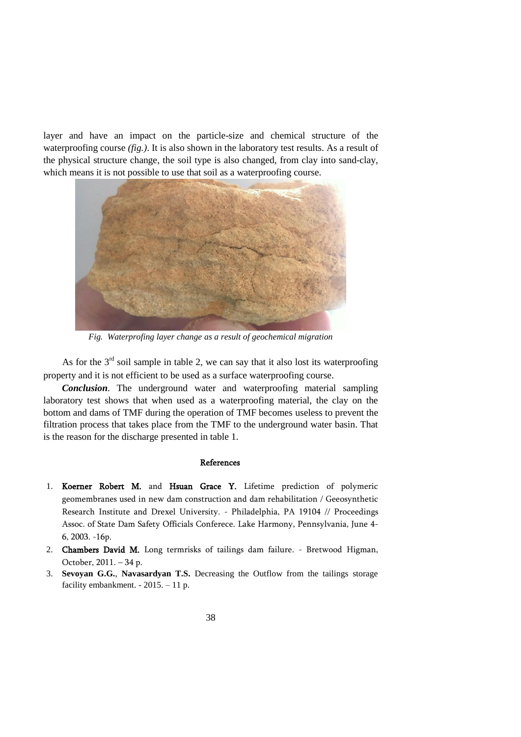layer and have an impact on the particle-size and chemical structure of the waterproofing course *(fig.)*. It is also shown in the laboratory test results. As a result of the physical structure change, the soil type is also changed, from clay into sand-clay, which means it is not possible to use that soil as a waterproofing course.

*Fig. Waterprofing layer change as a result of geochemical migration*

As for the 3rd soil sample in table 2, we can say that it also lost its waterproofing property and it is not efficient to be used as a surface waterproofing course.

***Conclusion***. The underground water and waterproofing material sampling laboratory test shows that when used as a waterproofing material, the clay on the bottom and dams of TMF during the operation of TMF becomes useless to prevent the filtration process that takes place from the TMF to the underground water basin. That is the reason for the discharge presented in table 1.

## References

1. **Koerner Robert M.** and **Hsuan Grace Y.** Lifetime prediction of polymeric geomembranes used in new dam construction and dam rehabilitation / Geeosynthetic Research Institute and Drexel University. - Philadelphia, PA 19104 // Proceedings Assoc. of State Dam Safety Officials Conferece. Lake Harmony, Pennsylvania, June 4-6, 2003. -16p.
2. **Chambers David M.** Long termrisks of tailings dam failure. - Bretwood Higman, October, 2011. – 34 p.
3. **Sevoyan G.G.**, **Navasardyan T.S.** Decreasing the Outflow from the tailings storage facility embankment. - 2015. – 11 p.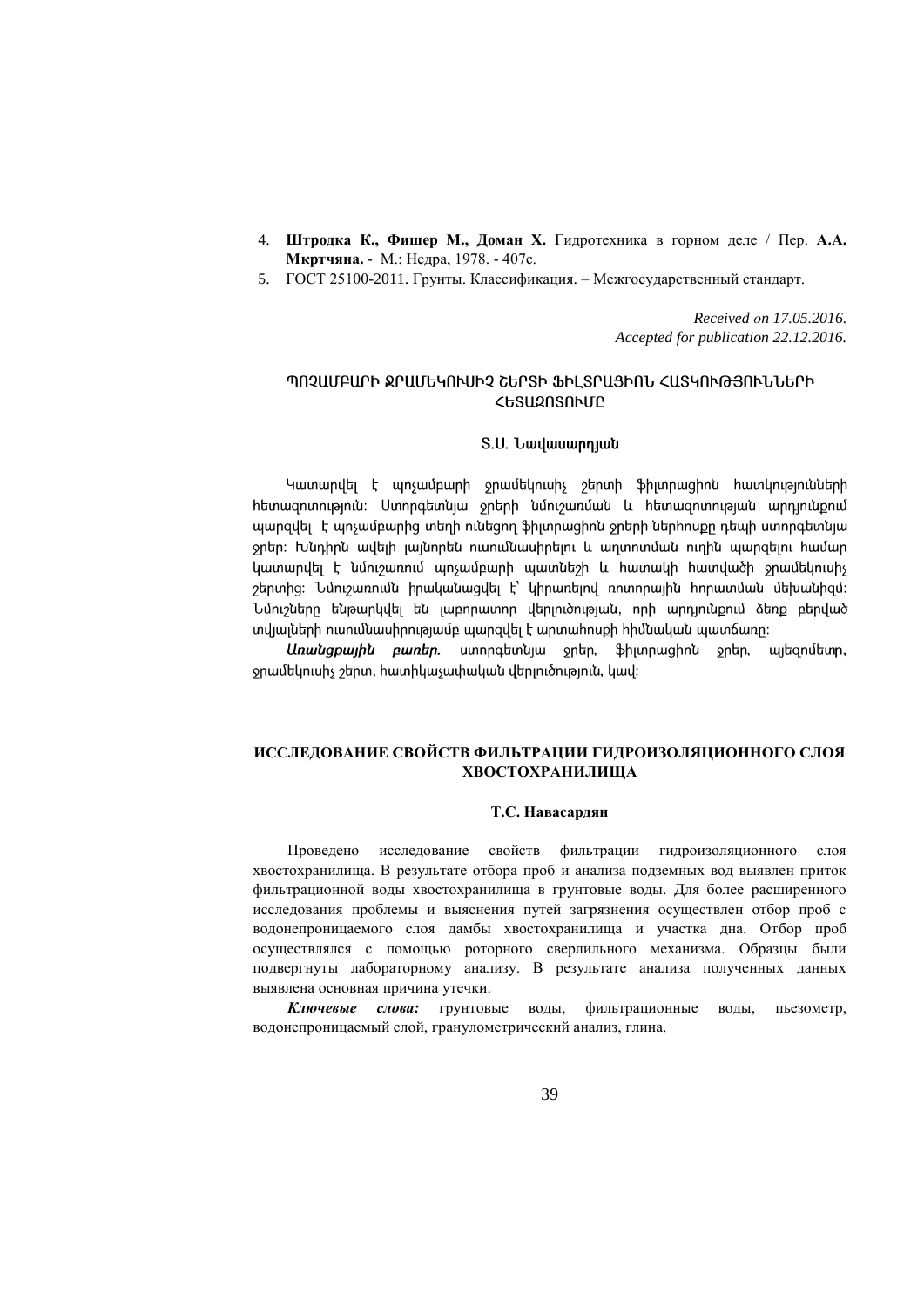4. **Штродка К., Фишер М., Доман Х.** Гидротехника в горном деле / Пер. **А.А. Мкртчяна.** - М.: Недра, 1978. - 407с.
5. ГОСТ 25100-2011. Грунты. Классификация. – Межгосударственный стандарт.

*Received on 17.05.2016.*
*Accepted for publication 22.12.2016.*

## ՊՈՉԱՄԲԱՐԻ ՋՐԱՄԵԿՈՒՍԻՉ ՇԵՐՏԻ ՖԻԼՏՐԱՑԻՈՆ ՀԱՏԿՈՒԹՅՈՒՆՆԵՐԻ ՀԵՏԱԶՈՏՈՒՄԸ

**Տ.Ս. Նավասարդյան**

Կատարվել է պոչամբարի ջրամեկուսիչ շերտի ֆիլտրացիոն հատկությունների հետազոտություն: Ստորգետնյա ջրերի նմուշառման և հետազոտության արդյունքում պարզվել է պոչամբարից տեղի ունեցող ֆիլտրացիոն ջրերի ներհոսքը դեպի ստորգետնյա ջրեր: Խնդիրն ավելի լայնորեն ուսումնասիրելու և աղտոտման ուղին պարզելու համար կատարվել է նմուշառում պոչամբարի պատնեշի և հատակի հատվածի ջրամեկուսիչ շերտից: Նմուշառումն իրականացվել է՝ կիրառելով ռոտորային հորատման մեխանիզմ: Նմուշները ենթարկվել են լաբորատոր վերլուծության, որի արդյունքում ձեռք բերված տվյալների ուսումնասիրությամբ պարզվել է արտահոսքի հիմնական պատճառը:

***Առանցքային բառեր.*** ստորգետնյա ջրեր, ֆիլտրացիոն ջրեր, պյեզոմետր, ջրամեկուսիչ շերտ, հատիկաչափական վերլուծություն, կավ:

## ИССЛЕДОВАНИЕ СВОЙСТВ ФИЛЬТРАЦИИ ГИДРОИЗОЛЯЦИОННОГО СЛОЯ ХВОСТОХРАНИЛИЩА

**Т.С. Навасардян**

Проведено исследование свойств фильтрации гидроизоляционного слоя хвостохранилища. В результате отбора проб и анализа подземных вод выявлен приток фильтрационной воды хвостохранилища в грунтовые воды. Для более расширенного исследования проблемы и выяснения путей загрязнения осуществлен отбор проб с водонепроницаемого слоя дамбы хвостохранилища и участка дна. Отбор проб осуществлялся с помощью роторного сверлильного механизма. Образцы были подвергнуты лабораторному анализу. В результате анализа полученных данных выявлена основная причина утечки.

***Ключевые слова:*** грунтовые воды, фильтрационные воды, пьезометр, водонепроницаемый слой, гранулометрический анализ, глина.